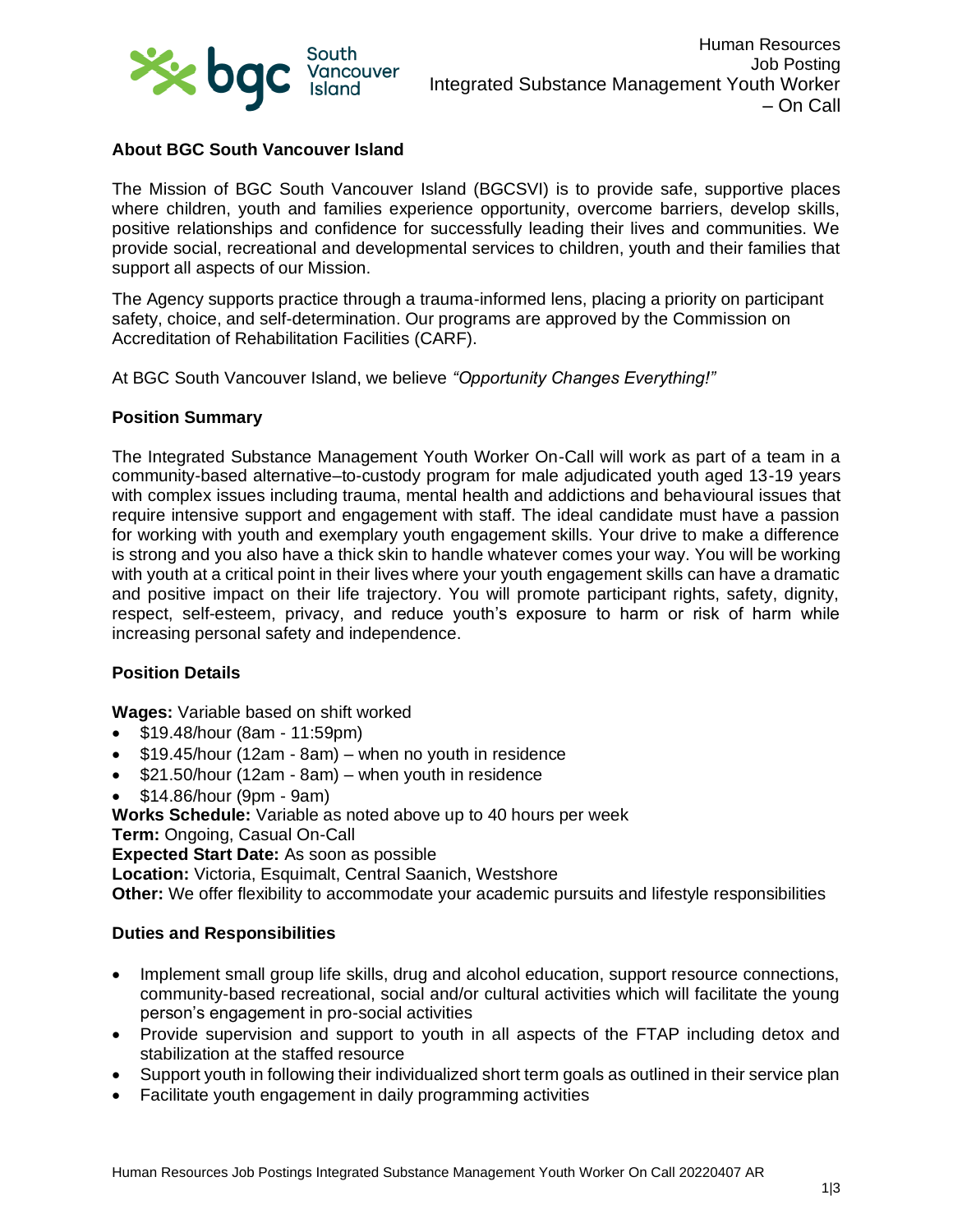Human Resources
Job Posting
Integrated Substance Management Youth Worker – On Call

## About BGC South Vancouver Island

The Mission of BGC South Vancouver Island (BGCSVI) is to provide safe, supportive places where children, youth and families experience opportunity, overcome barriers, develop skills, positive relationships and confidence for successfully leading their lives and communities. We provide social, recreational and developmental services to children, youth and their families that support all aspects of our Mission.

The Agency supports practice through a trauma-informed lens, placing a priority on participant safety, choice, and self-determination. Our programs are approved by the Commission on Accreditation of Rehabilitation Facilities (CARF).

At BGC South Vancouver Island, we believe *"Opportunity Changes Everything!"*

## Position Summary

The Integrated Substance Management Youth Worker On-Call will work as part of a team in a community-based alternative–to-custody program for male adjudicated youth aged 13-19 years with complex issues including trauma, mental health and addictions and behavioural issues that require intensive support and engagement with staff. The ideal candidate must have a passion for working with youth and exemplary youth engagement skills. Your drive to make a difference is strong and you also have a thick skin to handle whatever comes your way. You will be working with youth at a critical point in their lives where your youth engagement skills can have a dramatic and positive impact on their life trajectory. You will promote participant rights, safety, dignity, respect, self-esteem, privacy, and reduce youth's exposure to harm or risk of harm while increasing personal safety and independence.

## Position Details

**Wages:** Variable based on shift worked

- $19.48/hour (8am - 11:59pm)
- $19.45/hour (12am - 8am) – when no youth in residence
- $21.50/hour (12am - 8am) – when youth in residence
- $14.86/hour (9pm - 9am)

**Works Schedule:** Variable as noted above up to 40 hours per week
**Term:** Ongoing, Casual On-Call
**Expected Start Date:** As soon as possible
**Location:** Victoria, Esquimalt, Central Saanich, Westshore
**Other:** We offer flexibility to accommodate your academic pursuits and lifestyle responsibilities

## Duties and Responsibilities

- Implement small group life skills, drug and alcohol education, support resource connections, community-based recreational, social and/or cultural activities which will facilitate the young person's engagement in pro-social activities
- Provide supervision and support to youth in all aspects of the FTAP including detox and stabilization at the staffed resource
- Support youth in following their individualized short term goals as outlined in their service plan
- Facilitate youth engagement in daily programming activities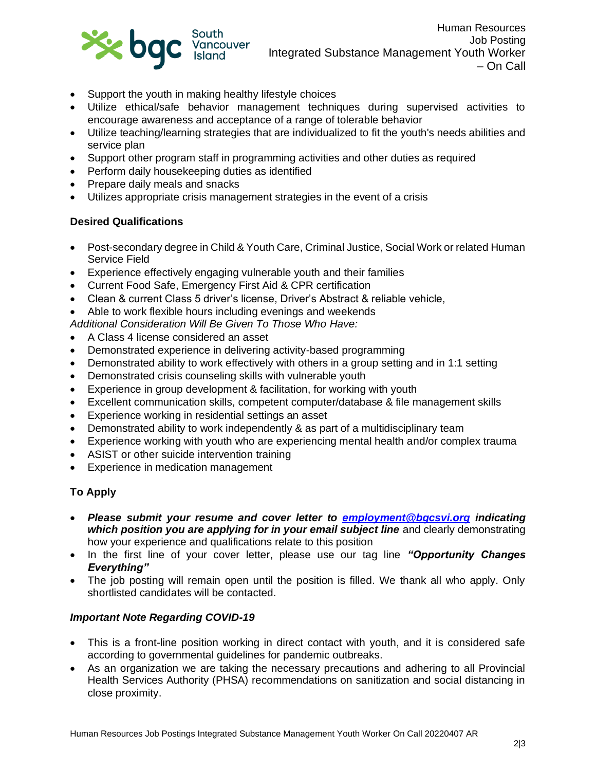- Support the youth in making healthy lifestyle choices
- Utilize ethical/safe behavior management techniques during supervised activities to encourage awareness and acceptance of a range of tolerable behavior
- Utilize teaching/learning strategies that are individualized to fit the youth's needs abilities and service plan
- Support other program staff in programming activities and other duties as required
- Perform daily housekeeping duties as identified
- Prepare daily meals and snacks
- Utilizes appropriate crisis management strategies in the event of a crisis

**Desired Qualifications**

- Post-secondary degree in Child & Youth Care, Criminal Justice, Social Work or related Human Service Field
- Experience effectively engaging vulnerable youth and their families
- Current Food Safe, Emergency First Aid & CPR certification
- Clean & current Class 5 driver's license, Driver's Abstract & reliable vehicle,
- Able to work flexible hours including evenings and weekends

*Additional Consideration Will Be Given To Those Who Have:*

- A Class 4 license considered an asset
- Demonstrated experience in delivering activity-based programming
- Demonstrated ability to work effectively with others in a group setting and in 1:1 setting
- Demonstrated crisis counseling skills with vulnerable youth
- Experience in group development & facilitation, for working with youth
- Excellent communication skills, competent computer/database & file management skills
- Experience working in residential settings an asset
- Demonstrated ability to work independently & as part of a multidisciplinary team
- Experience working with youth who are experiencing mental health and/or complex trauma
- ASIST or other suicide intervention training
- Experience in medication management

**To Apply**

- ***Please submit your resume and cover letter to [employment@bgcsvi.org](mailto:employment@bgcsvi.org) indicating which position you are applying for in your email subject line*** and clearly demonstrating how your experience and qualifications relate to this position
- In the first line of your cover letter, please use our tag line ***"Opportunity Changes Everything"***
- The job posting will remain open until the position is filled. We thank all who apply. Only shortlisted candidates will be contacted.

***Important Note Regarding COVID-19***

- This is a front-line position working in direct contact with youth, and it is considered safe according to governmental guidelines for pandemic outbreaks.
- As an organization we are taking the necessary precautions and adhering to all Provincial Health Services Authority (PHSA) recommendations on sanitization and social distancing in close proximity.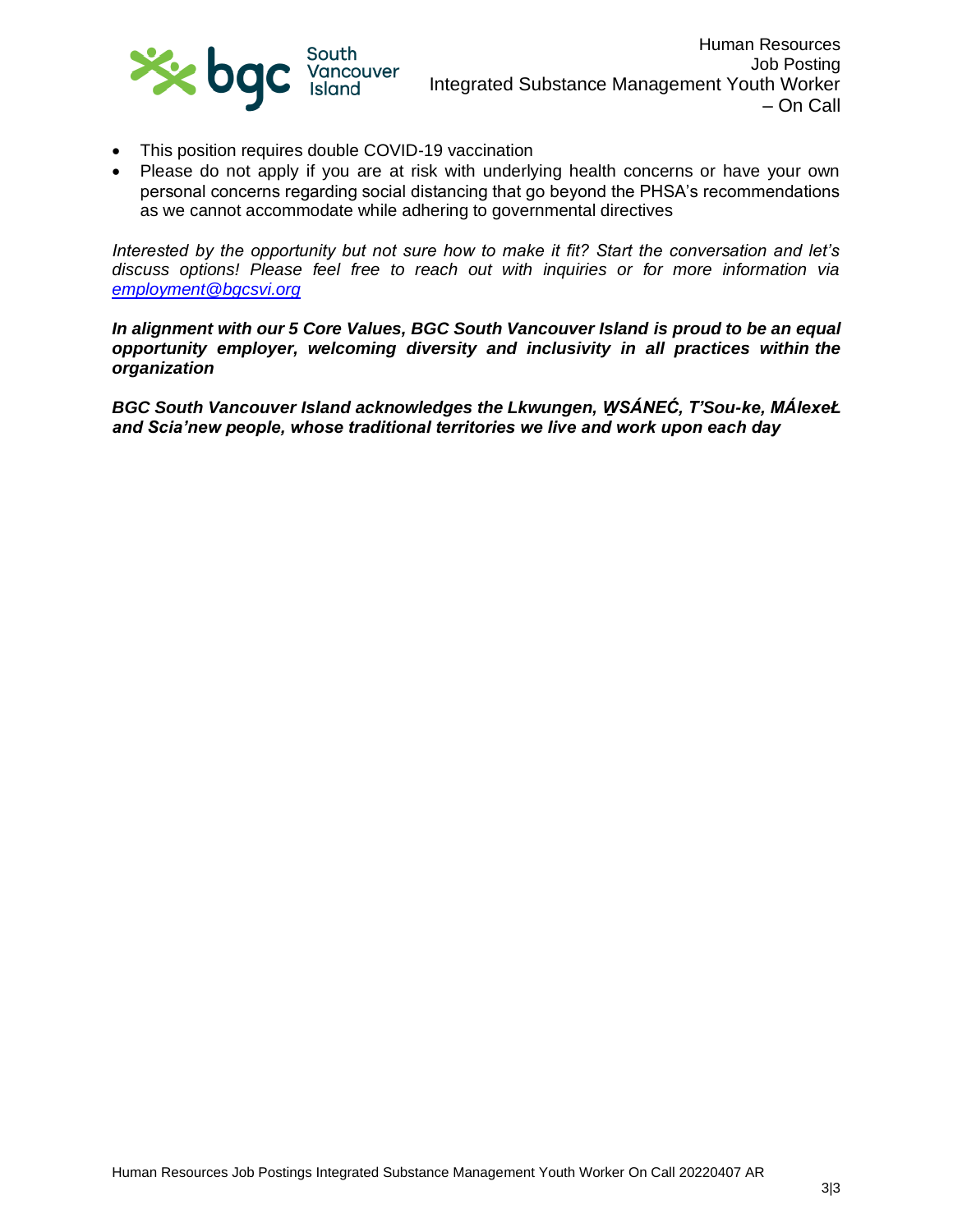- This position requires double COVID-19 vaccination
- Please do not apply if you are at risk with underlying health concerns or have your own personal concerns regarding social distancing that go beyond the PHSA's recommendations as we cannot accommodate while adhering to governmental directives

*Interested by the opportunity but not sure how to make it fit? Start the conversation and let's discuss options! Please feel free to reach out with inquiries or for more information via [employment@bgcsvi.org](mailto:employment@bgcsvi.org)*

***In alignment with our 5 Core Values, BGC South Vancouver Island is proud to be an equal opportunity employer, welcoming diversity and inclusivity in all practices within the organization***

***BGC South Vancouver Island acknowledges the Lkwungen, W̱SÁNEĆ, T'Sou-ke, MÁlexeȽ and Scia'new people, whose traditional territories we live and work upon each day***